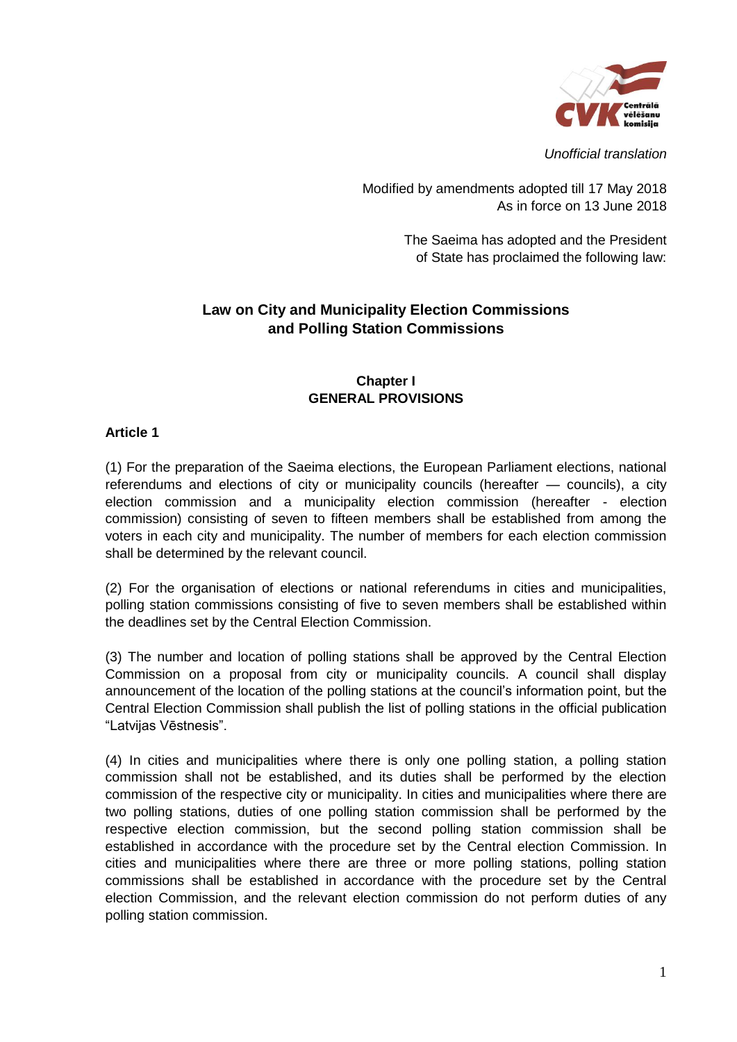*Unofficial translation*

Modified by amendments adopted till 17 May 2018
As in force on 13 June 2018

The Saeima has adopted and the President of State has proclaimed the following law:

# Law on City and Municipality Election Commissions and Polling Station Commissions

## Chapter I
## GENERAL PROVISIONS

### Article 1

(1) For the preparation of the Saeima elections, the European Parliament elections, national referendums and elections of city or municipality councils (hereafter — councils), a city election commission and a municipality election commission (hereafter - election commission) consisting of seven to fifteen members shall be established from among the voters in each city and municipality. The number of members for each election commission shall be determined by the relevant council.

(2) For the organisation of elections or national referendums in cities and municipalities, polling station commissions consisting of five to seven members shall be established within the deadlines set by the Central Election Commission.

(3) The number and location of polling stations shall be approved by the Central Election Commission on a proposal from city or municipality councils. A council shall display announcement of the location of the polling stations at the council's information point, but the Central Election Commission shall publish the list of polling stations in the official publication "Latvijas Vēstnesis".

(4) In cities and municipalities where there is only one polling station, a polling station commission shall not be established, and its duties shall be performed by the election commission of the respective city or municipality. In cities and municipalities where there are two polling stations, duties of one polling station commission shall be performed by the respective election commission, but the second polling station commission shall be established in accordance with the procedure set by the Central election Commission. In cities and municipalities where there are three or more polling stations, polling station commissions shall be established in accordance with the procedure set by the Central election Commission, and the relevant election commission do not perform duties of any polling station commission.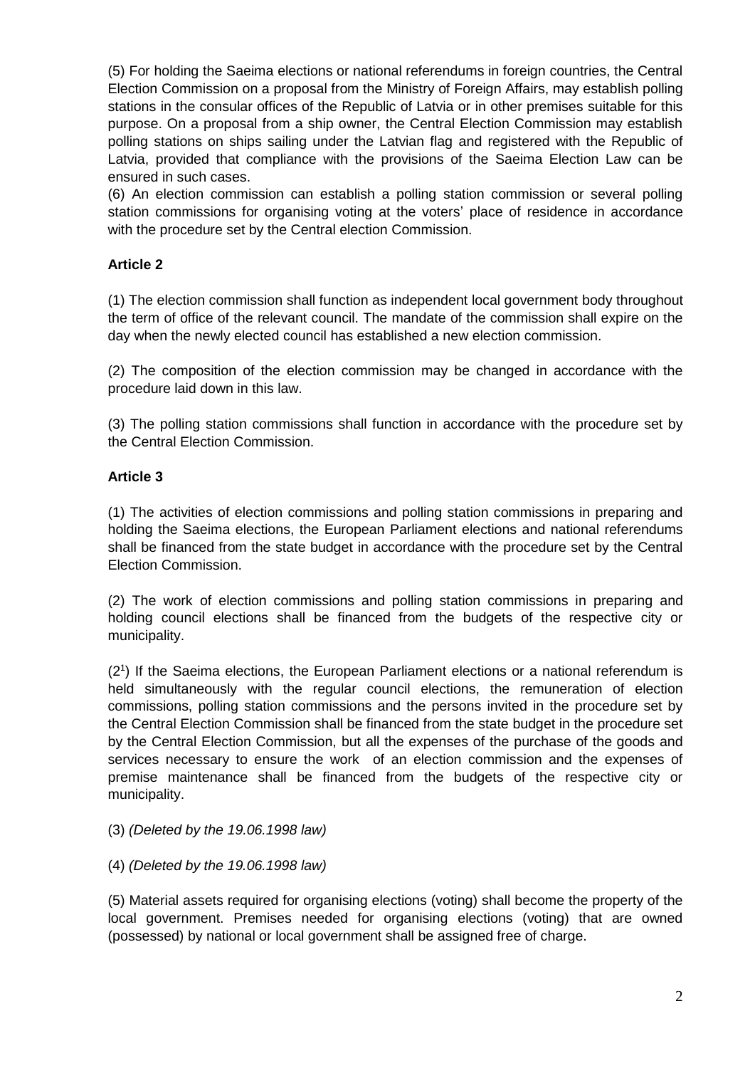(5) For holding the Saeima elections or national referendums in foreign countries, the Central Election Commission on a proposal from the Ministry of Foreign Affairs, may establish polling stations in the consular offices of the Republic of Latvia or in other premises suitable for this purpose. On a proposal from a ship owner, the Central Election Commission may establish polling stations on ships sailing under the Latvian flag and registered with the Republic of Latvia, provided that compliance with the provisions of the Saeima Election Law can be ensured in such cases.

(6) An election commission can establish a polling station commission or several polling station commissions for organising voting at the voters' place of residence in accordance with the procedure set by the Central election Commission.

**Article 2**

(1) The election commission shall function as independent local government body throughout the term of office of the relevant council. The mandate of the commission shall expire on the day when the newly elected council has established a new election commission.

(2) The composition of the election commission may be changed in accordance with the procedure laid down in this law.

(3) The polling station commissions shall function in accordance with the procedure set by the Central Election Commission.

**Article 3**

(1) The activities of election commissions and polling station commissions in preparing and holding the Saeima elections, the European Parliament elections and national referendums shall be financed from the state budget in accordance with the procedure set by the Central Election Commission.

(2) The work of election commissions and polling station commissions in preparing and holding council elections shall be financed from the budgets of the respective city or municipality.

($2^1$) If the Saeima elections, the European Parliament elections or a national referendum is held simultaneously with the regular council elections, the remuneration of election commissions, polling station commissions and the persons invited in the procedure set by the Central Election Commission shall be financed from the state budget in the procedure set by the Central Election Commission, but all the expenses of the purchase of the goods and services necessary to ensure the work of an election commission and the expenses of premise maintenance shall be financed from the budgets of the respective city or municipality.

(3) *(Deleted by the 19.06.1998 law)*

(4) *(Deleted by the 19.06.1998 law)*

(5) Material assets required for organising elections (voting) shall become the property of the local government. Premises needed for organising elections (voting) that are owned (possessed) by national or local government shall be assigned free of charge.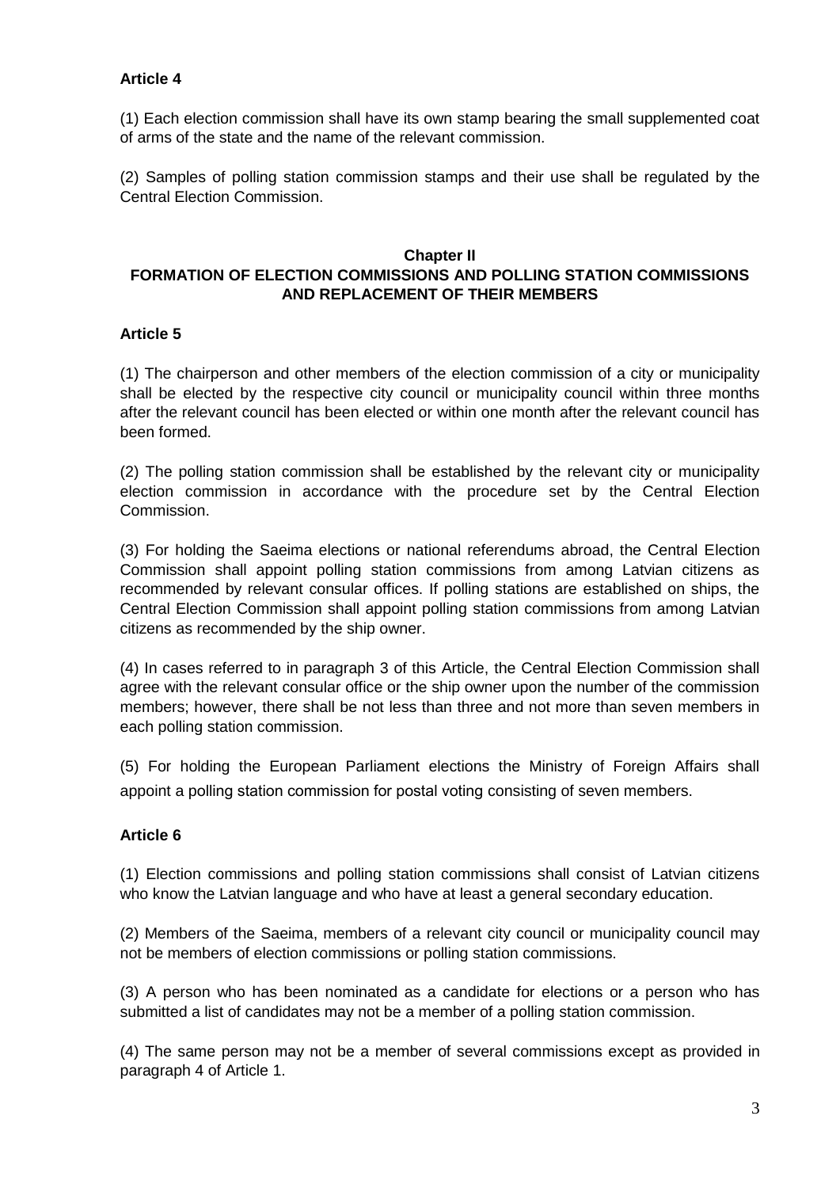**Article 4**

(1) Each election commission shall have its own stamp bearing the small supplemented coat of arms of the state and the name of the relevant commission.

(2) Samples of polling station commission stamps and their use shall be regulated by the Central Election Commission.

## Chapter II
## FORMATION OF ELECTION COMMISSIONS AND POLLING STATION COMMISSIONS AND REPLACEMENT OF THEIR MEMBERS

**Article 5**

(1) The chairperson and other members of the election commission of a city or municipality shall be elected by the respective city council or municipality council within three months after the relevant council has been elected or within one month after the relevant council has been formed.

(2) The polling station commission shall be established by the relevant city or municipality election commission in accordance with the procedure set by the Central Election Commission.

(3) For holding the Saeima elections or national referendums abroad, the Central Election Commission shall appoint polling station commissions from among Latvian citizens as recommended by relevant consular offices. If polling stations are established on ships, the Central Election Commission shall appoint polling station commissions from among Latvian citizens as recommended by the ship owner.

(4) In cases referred to in paragraph 3 of this Article, the Central Election Commission shall agree with the relevant consular office or the ship owner upon the number of the commission members; however, there shall be not less than three and not more than seven members in each polling station commission.

(5) For holding the European Parliament elections the Ministry of Foreign Affairs shall appoint a polling station commission for postal voting consisting of seven members.

**Article 6**

(1) Election commissions and polling station commissions shall consist of Latvian citizens who know the Latvian language and who have at least a general secondary education.

(2) Members of the Saeima, members of a relevant city council or municipality council may not be members of election commissions or polling station commissions.

(3) A person who has been nominated as a candidate for elections or a person who has submitted a list of candidates may not be a member of a polling station commission.

(4) The same person may not be a member of several commissions except as provided in paragraph 4 of Article 1.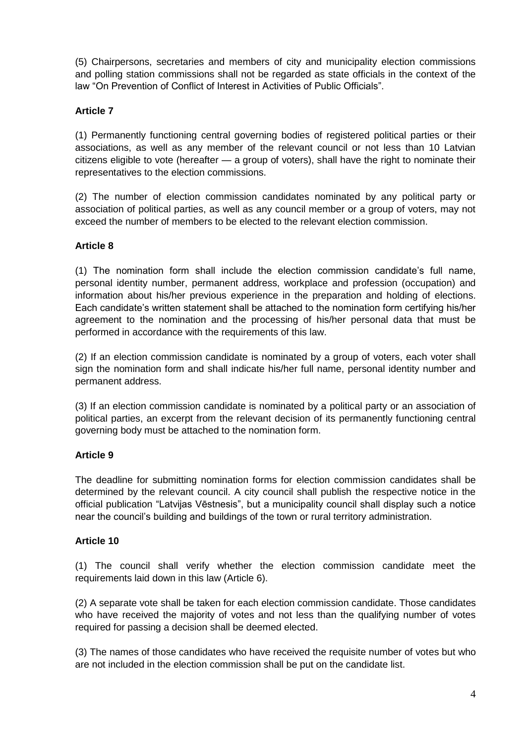(5) Chairpersons, secretaries and members of city and municipality election commissions and polling station commissions shall not be regarded as state officials in the context of the law "On Prevention of Conflict of Interest in Activities of Public Officials".

**Article 7**

(1) Permanently functioning central governing bodies of registered political parties or their associations, as well as any member of the relevant council or not less than 10 Latvian citizens eligible to vote (hereafter — a group of voters), shall have the right to nominate their representatives to the election commissions.

(2) The number of election commission candidates nominated by any political party or association of political parties, as well as any council member or a group of voters, may not exceed the number of members to be elected to the relevant election commission.

**Article 8**

(1) The nomination form shall include the election commission candidate's full name, personal identity number, permanent address, workplace and profession (occupation) and information about his/her previous experience in the preparation and holding of elections. Each candidate's written statement shall be attached to the nomination form certifying his/her agreement to the nomination and the processing of his/her personal data that must be performed in accordance with the requirements of this law.

(2) If an election commission candidate is nominated by a group of voters, each voter shall sign the nomination form and shall indicate his/her full name, personal identity number and permanent address.

(3) If an election commission candidate is nominated by a political party or an association of political parties, an excerpt from the relevant decision of its permanently functioning central governing body must be attached to the nomination form.

**Article 9**

The deadline for submitting nomination forms for election commission candidates shall be determined by the relevant council. A city council shall publish the respective notice in the official publication "Latvijas Vēstnesis", but a municipality council shall display such a notice near the council's building and buildings of the town or rural territory administration.

**Article 10**

(1) The council shall verify whether the election commission candidate meet the requirements laid down in this law (Article 6).

(2) A separate vote shall be taken for each election commission candidate. Those candidates who have received the majority of votes and not less than the qualifying number of votes required for passing a decision shall be deemed elected.

(3) The names of those candidates who have received the requisite number of votes but who are not included in the election commission shall be put on the candidate list.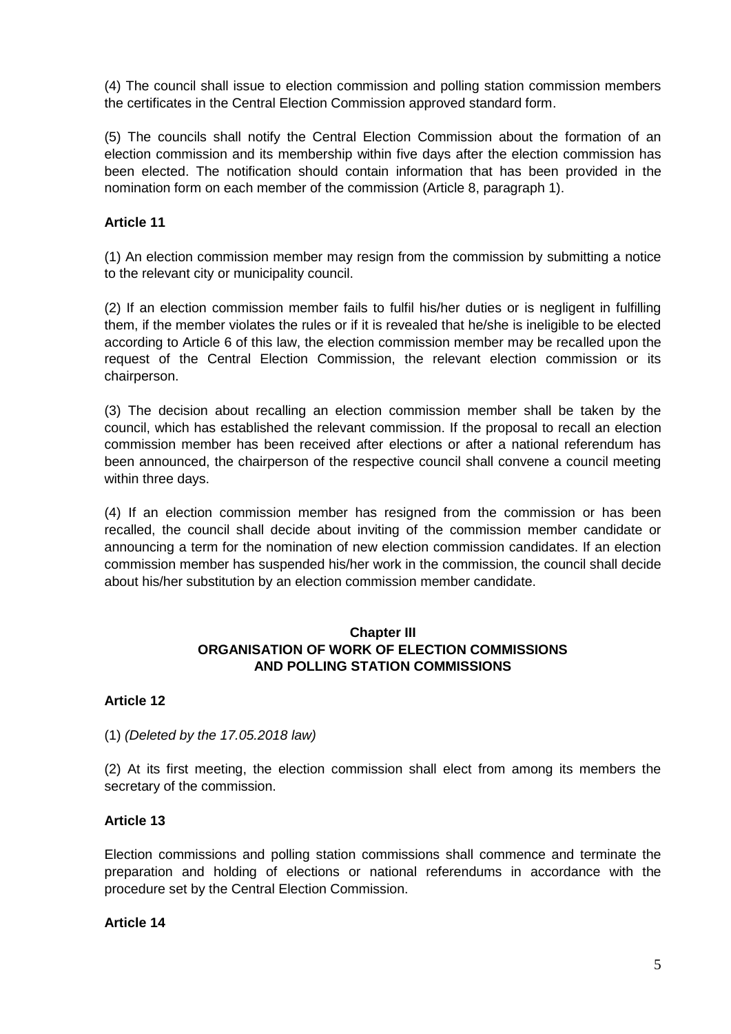(4) The council shall issue to election commission and polling station commission members the certificates in the Central Election Commission approved standard form.

(5) The councils shall notify the Central Election Commission about the formation of an election commission and its membership within five days after the election commission has been elected. The notification should contain information that has been provided in the nomination form on each member of the commission (Article 8, paragraph 1).

**Article 11**

(1) An election commission member may resign from the commission by submitting a notice to the relevant city or municipality council.

(2) If an election commission member fails to fulfil his/her duties or is negligent in fulfilling them, if the member violates the rules or if it is revealed that he/she is ineligible to be elected according to Article 6 of this law, the election commission member may be recalled upon the request of the Central Election Commission, the relevant election commission or its chairperson.

(3) The decision about recalling an election commission member shall be taken by the council, which has established the relevant commission. If the proposal to recall an election commission member has been received after elections or after a national referendum has been announced, the chairperson of the respective council shall convene a council meeting within three days.

(4) If an election commission member has resigned from the commission or has been recalled, the council shall decide about inviting of the commission member candidate or announcing a term for the nomination of new election commission candidates. If an election commission member has suspended his/her work in the commission, the council shall decide about his/her substitution by an election commission member candidate.

## Chapter III
## ORGANISATION OF WORK OF ELECTION COMMISSIONS AND POLLING STATION COMMISSIONS

**Article 12**

(1) *(Deleted by the 17.05.2018 law)*

(2) At its first meeting, the election commission shall elect from among its members the secretary of the commission.

**Article 13**

Election commissions and polling station commissions shall commence and terminate the preparation and holding of elections or national referendums in accordance with the procedure set by the Central Election Commission.

**Article 14**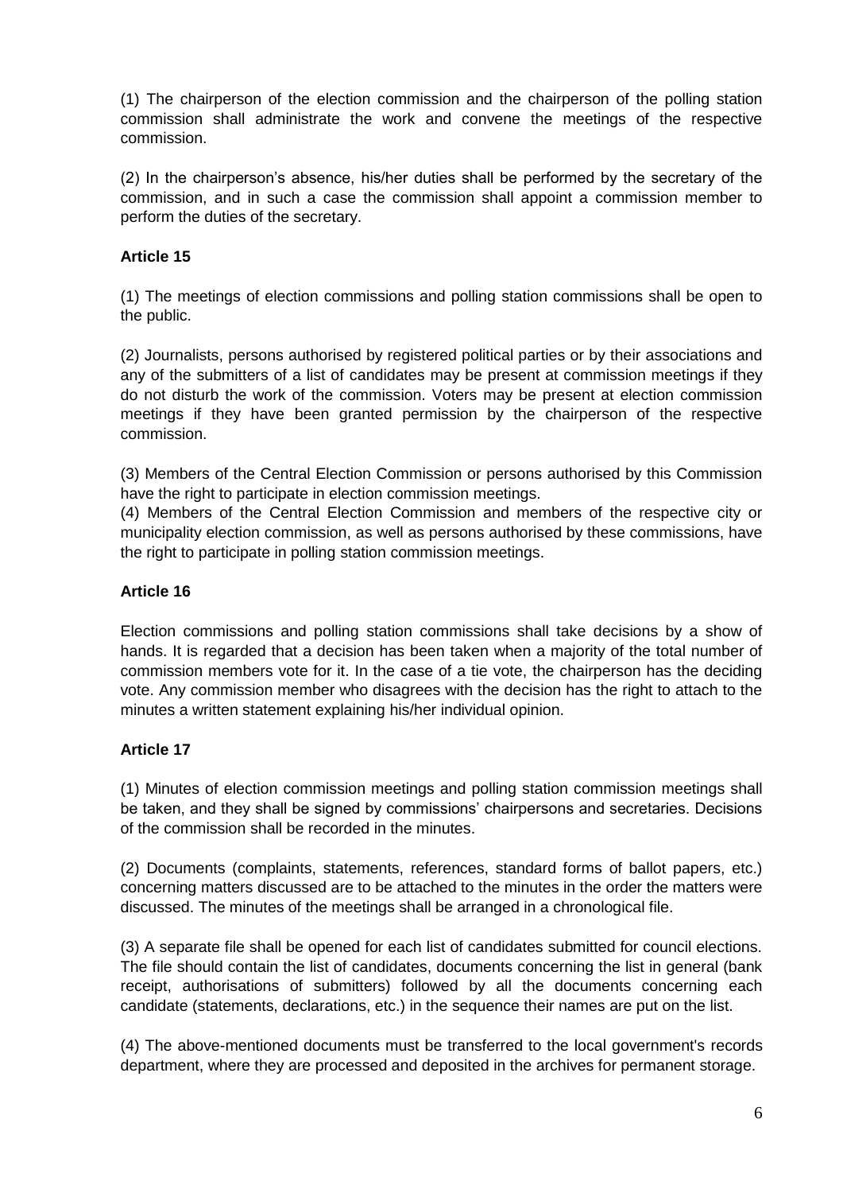(1) The chairperson of the election commission and the chairperson of the polling station commission shall administrate the work and convene the meetings of the respective commission.

(2) In the chairperson's absence, his/her duties shall be performed by the secretary of the commission, and in such a case the commission shall appoint a commission member to perform the duties of the secretary.

### Article 15

(1) The meetings of election commissions and polling station commissions shall be open to the public.

(2) Journalists, persons authorised by registered political parties or by their associations and any of the submitters of a list of candidates may be present at commission meetings if they do not disturb the work of the commission. Voters may be present at election commission meetings if they have been granted permission by the chairperson of the respective commission.

(3) Members of the Central Election Commission or persons authorised by this Commission have the right to participate in election commission meetings.

(4) Members of the Central Election Commission and members of the respective city or municipality election commission, as well as persons authorised by these commissions, have the right to participate in polling station commission meetings.

### Article 16

Election commissions and polling station commissions shall take decisions by a show of hands. It is regarded that a decision has been taken when a majority of the total number of commission members vote for it. In the case of a tie vote, the chairperson has the deciding vote. Any commission member who disagrees with the decision has the right to attach to the minutes a written statement explaining his/her individual opinion.

### Article 17

(1) Minutes of election commission meetings and polling station commission meetings shall be taken, and they shall be signed by commissions' chairpersons and secretaries. Decisions of the commission shall be recorded in the minutes.

(2) Documents (complaints, statements, references, standard forms of ballot papers, etc.) concerning matters discussed are to be attached to the minutes in the order the matters were discussed. The minutes of the meetings shall be arranged in a chronological file.

(3) A separate file shall be opened for each list of candidates submitted for council elections. The file should contain the list of candidates, documents concerning the list in general (bank receipt, authorisations of submitters) followed by all the documents concerning each candidate (statements, declarations, etc.) in the sequence their names are put on the list.

(4) The above-mentioned documents must be transferred to the local government's records department, where they are processed and deposited in the archives for permanent storage.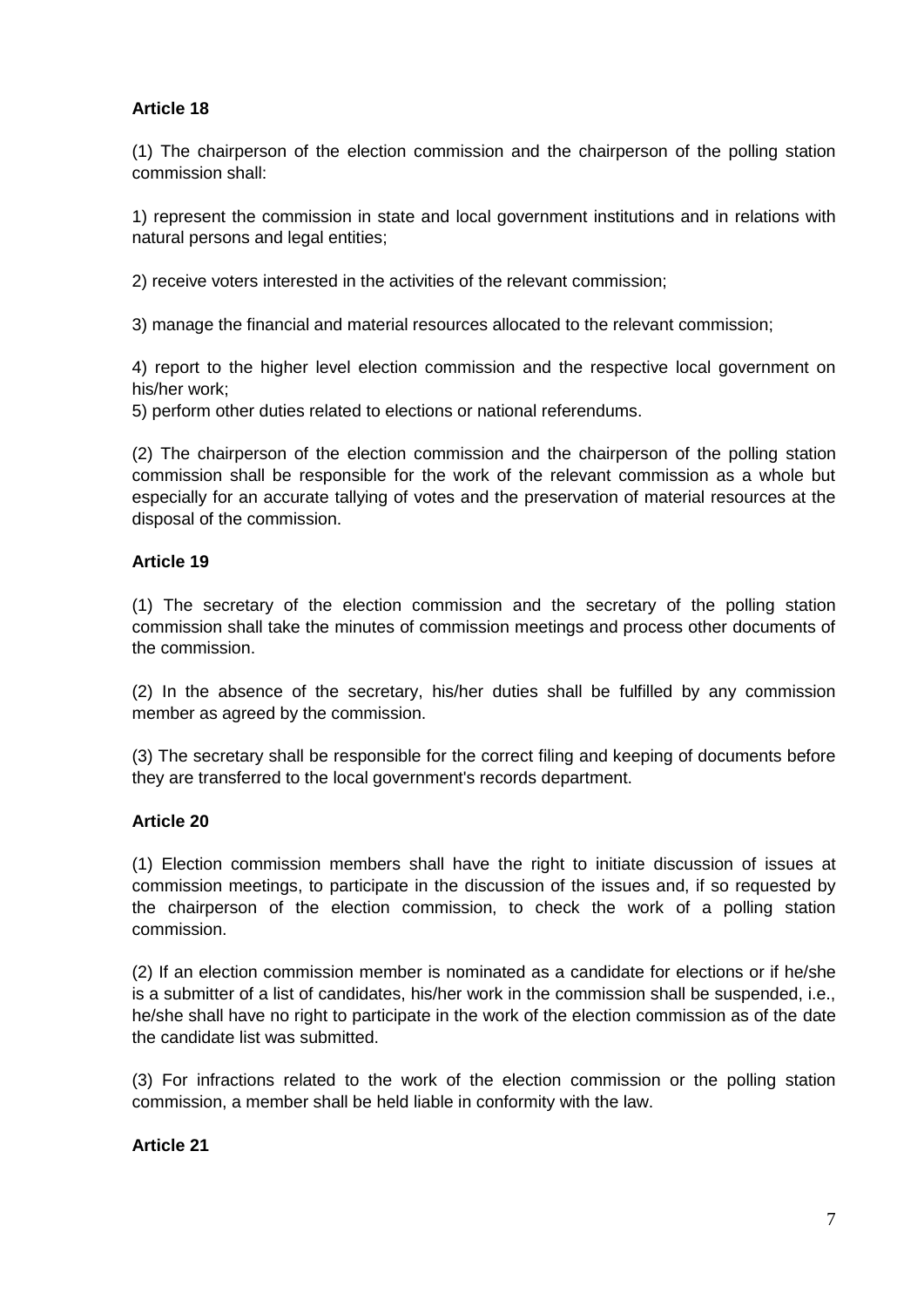**Article 18**

(1) The chairperson of the election commission and the chairperson of the polling station commission shall:

1) represent the commission in state and local government institutions and in relations with natural persons and legal entities;

2) receive voters interested in the activities of the relevant commission;

3) manage the financial and material resources allocated to the relevant commission;

4) report to the higher level election commission and the respective local government on his/her work;

5) perform other duties related to elections or national referendums.

(2) The chairperson of the election commission and the chairperson of the polling station commission shall be responsible for the work of the relevant commission as a whole but especially for an accurate tallying of votes and the preservation of material resources at the disposal of the commission.

**Article 19**

(1) The secretary of the election commission and the secretary of the polling station commission shall take the minutes of commission meetings and process other documents of the commission.

(2) In the absence of the secretary, his/her duties shall be fulfilled by any commission member as agreed by the commission.

(3) The secretary shall be responsible for the correct filing and keeping of documents before they are transferred to the local government's records department.

**Article 20**

(1) Election commission members shall have the right to initiate discussion of issues at commission meetings, to participate in the discussion of the issues and, if so requested by the chairperson of the election commission, to check the work of a polling station commission.

(2) If an election commission member is nominated as a candidate for elections or if he/she is a submitter of a list of candidates, his/her work in the commission shall be suspended, i.e., he/she shall have no right to participate in the work of the election commission as of the date the candidate list was submitted.

(3) For infractions related to the work of the election commission or the polling station commission, a member shall be held liable in conformity with the law.

**Article 21**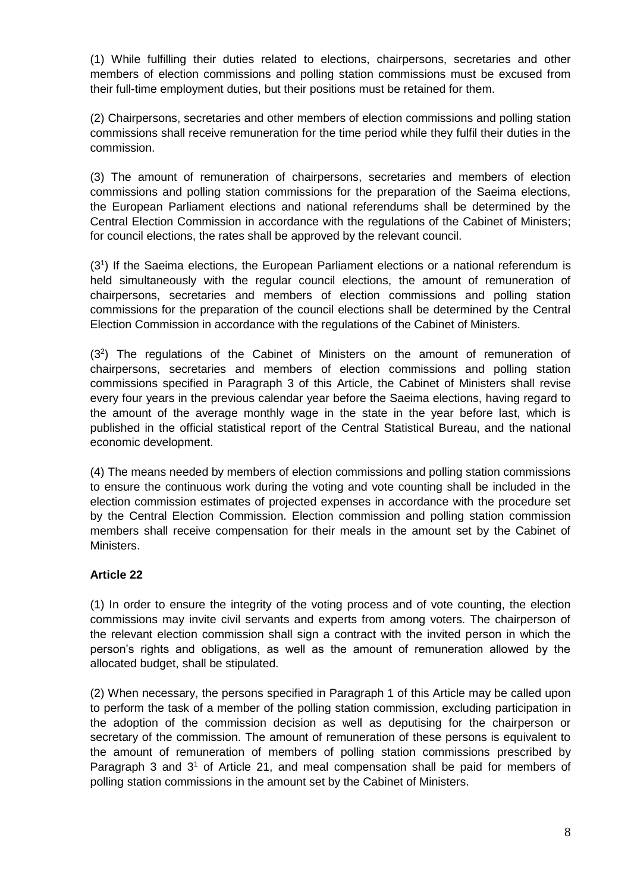(1) While fulfilling their duties related to elections, chairpersons, secretaries and other members of election commissions and polling station commissions must be excused from their full-time employment duties, but their positions must be retained for them.

(2) Chairpersons, secretaries and other members of election commissions and polling station commissions shall receive remuneration for the time period while they fulfil their duties in the commission.

(3) The amount of remuneration of chairpersons, secretaries and members of election commissions and polling station commissions for the preparation of the Saeima elections, the European Parliament elections and national referendums shall be determined by the Central Election Commission in accordance with the regulations of the Cabinet of Ministers; for council elections, the rates shall be approved by the relevant council.

($3^1$) If the Saeima elections, the European Parliament elections or a national referendum is held simultaneously with the regular council elections, the amount of remuneration of chairpersons, secretaries and members of election commissions and polling station commissions for the preparation of the council elections shall be determined by the Central Election Commission in accordance with the regulations of the Cabinet of Ministers.

($3^2$) The regulations of the Cabinet of Ministers on the amount of remuneration of chairpersons, secretaries and members of election commissions and polling station commissions specified in Paragraph 3 of this Article, the Cabinet of Ministers shall revise every four years in the previous calendar year before the Saeima elections, having regard to the amount of the average monthly wage in the state in the year before last, which is published in the official statistical report of the Central Statistical Bureau, and the national economic development.

(4) The means needed by members of election commissions and polling station commissions to ensure the continuous work during the voting and vote counting shall be included in the election commission estimates of projected expenses in accordance with the procedure set by the Central Election Commission. Election commission and polling station commission members shall receive compensation for their meals in the amount set by the Cabinet of Ministers.

**Article 22**

(1) In order to ensure the integrity of the voting process and of vote counting, the election commissions may invite civil servants and experts from among voters. The chairperson of the relevant election commission shall sign a contract with the invited person in which the person's rights and obligations, as well as the amount of remuneration allowed by the allocated budget, shall be stipulated.

(2) When necessary, the persons specified in Paragraph 1 of this Article may be called upon to perform the task of a member of the polling station commission, excluding participation in the adoption of the commission decision as well as deputising for the chairperson or secretary of the commission. The amount of remuneration of these persons is equivalent to the amount of remuneration of members of polling station commissions prescribed by Paragraph 3 and $3^1$ of Article 21, and meal compensation shall be paid for members of polling station commissions in the amount set by the Cabinet of Ministers.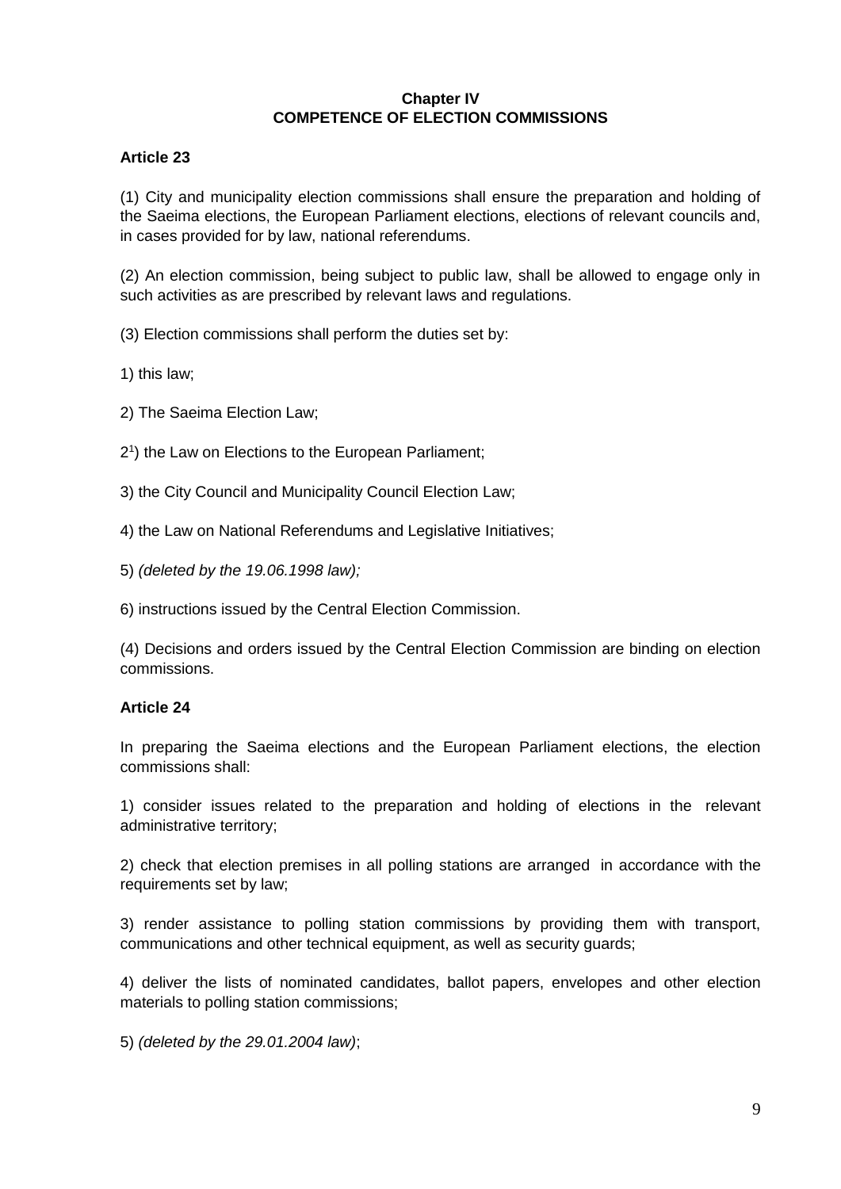## Chapter IV
## COMPETENCE OF ELECTION COMMISSIONS

### Article 23

(1) City and municipality election commissions shall ensure the preparation and holding of the Saeima elections, the European Parliament elections, elections of relevant councils and, in cases provided for by law, national referendums.

(2) An election commission, being subject to public law, shall be allowed to engage only in such activities as are prescribed by relevant laws and regulations.

(3) Election commissions shall perform the duties set by:

1) this law;

2) The Saeima Election Law;

2[1]) the Law on Elections to the European Parliament;

3) the City Council and Municipality Council Election Law;

4) the Law on National Referendums and Legislative Initiatives;

5) *(deleted by the 19.06.1998 law);*

6) instructions issued by the Central Election Commission.

(4) Decisions and orders issued by the Central Election Commission are binding on election commissions.

### Article 24

In preparing the Saeima elections and the European Parliament elections, the election commissions shall:

1) consider issues related to the preparation and holding of elections in the relevant administrative territory;

2) check that election premises in all polling stations are arranged in accordance with the requirements set by law;

3) render assistance to polling station commissions by providing them with transport, communications and other technical equipment, as well as security guards;

4) deliver the lists of nominated candidates, ballot papers, envelopes and other election materials to polling station commissions;

5) *(deleted by the 29.01.2004 law)*;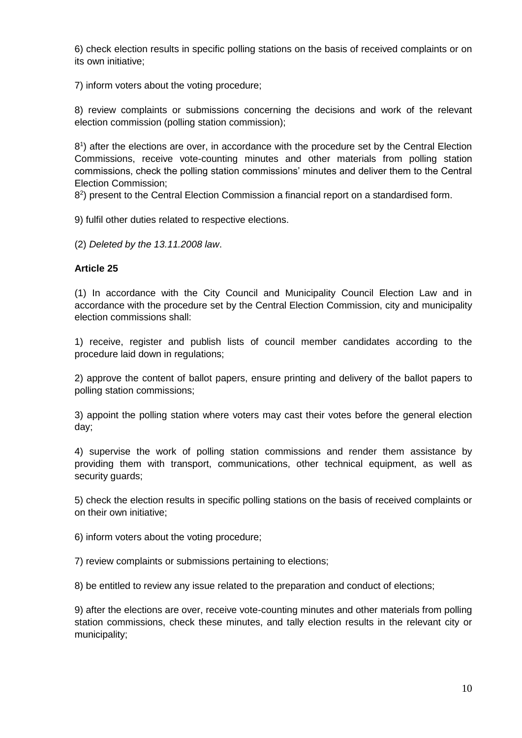6) check election results in specific polling stations on the basis of received complaints or on its own initiative;

7) inform voters about the voting procedure;

8) review complaints or submissions concerning the decisions and work of the relevant election commission (polling station commission);

8[1]) after the elections are over, in accordance with the procedure set by the Central Election Commissions, receive vote-counting minutes and other materials from polling station commissions, check the polling station commissions' minutes and deliver them to the Central Election Commission;

8[2]) present to the Central Election Commission a financial report on a standardised form.

9) fulfil other duties related to respective elections.

(2) *Deleted by the 13.11.2008 law*.

**Article 25**

(1) In accordance with the City Council and Municipality Council Election Law and in accordance with the procedure set by the Central Election Commission, city and municipality election commissions shall:

1) receive, register and publish lists of council member candidates according to the procedure laid down in regulations;

2) approve the content of ballot papers, ensure printing and delivery of the ballot papers to polling station commissions;

3) appoint the polling station where voters may cast their votes before the general election day;

4) supervise the work of polling station commissions and render them assistance by providing them with transport, communications, other technical equipment, as well as security guards;

5) check the election results in specific polling stations on the basis of received complaints or on their own initiative;

6) inform voters about the voting procedure;

7) review complaints or submissions pertaining to elections;

8) be entitled to review any issue related to the preparation and conduct of elections;

9) after the elections are over, receive vote-counting minutes and other materials from polling station commissions, check these minutes, and tally election results in the relevant city or municipality;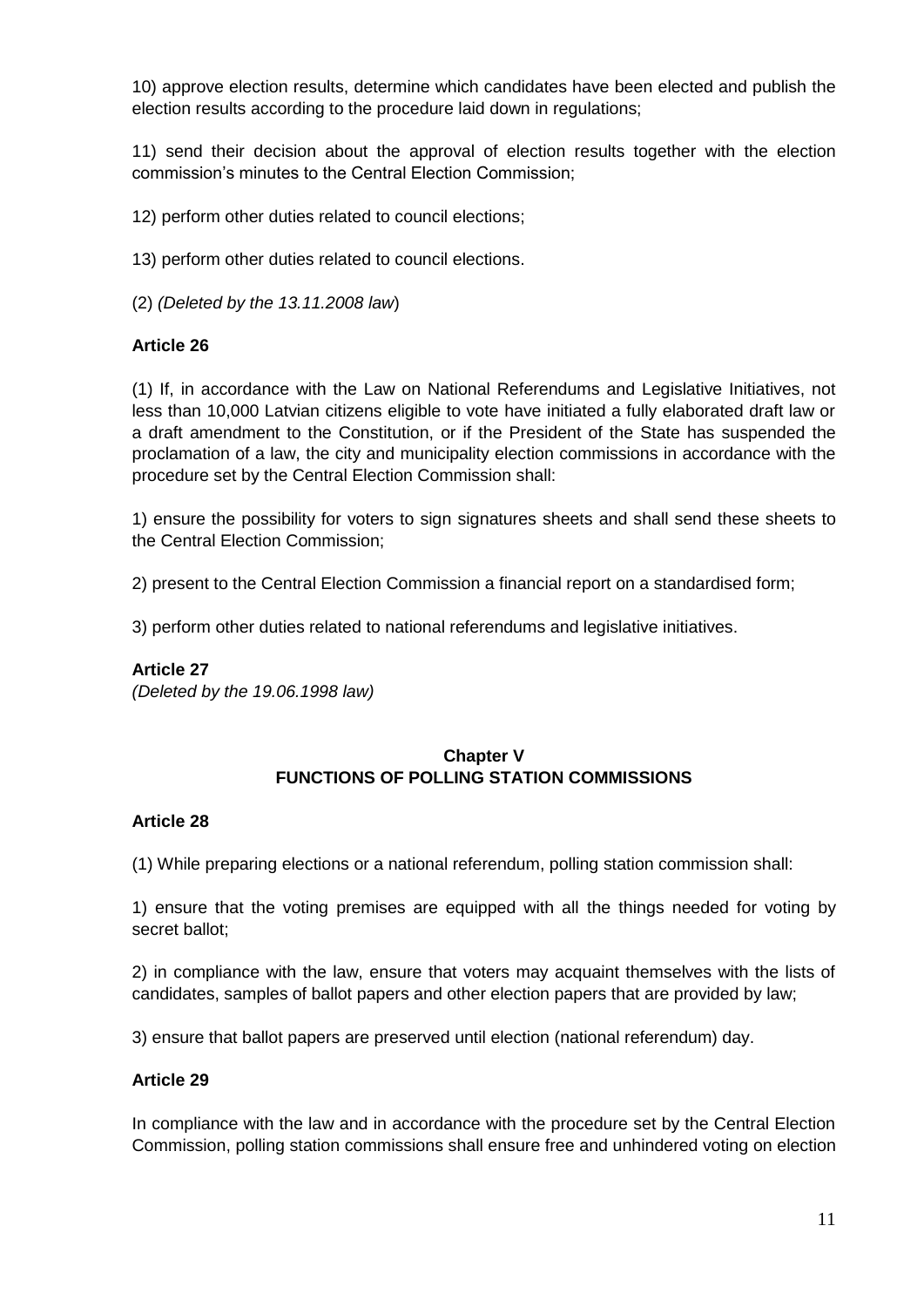10) approve election results, determine which candidates have been elected and publish the election results according to the procedure laid down in regulations;

11) send their decision about the approval of election results together with the election commission's minutes to the Central Election Commission;

12) perform other duties related to council elections;

13) perform other duties related to council elections.

(2) *(Deleted by the 13.11.2008 law*)

**Article 26**

(1) If, in accordance with the Law on National Referendums and Legislative Initiatives, not less than 10,000 Latvian citizens eligible to vote have initiated a fully elaborated draft law or a draft amendment to the Constitution, or if the President of the State has suspended the proclamation of a law, the city and municipality election commissions in accordance with the procedure set by the Central Election Commission shall:

1) ensure the possibility for voters to sign signatures sheets and shall send these sheets to the Central Election Commission;

2) present to the Central Election Commission a financial report on a standardised form;

3) perform other duties related to national referendums and legislative initiatives.

**Article 27**

*(Deleted by the 19.06.1998 law)*

## Chapter V
## FUNCTIONS OF POLLING STATION COMMISSIONS

**Article 28**

(1) While preparing elections or a national referendum, polling station commission shall:

1) ensure that the voting premises are equipped with all the things needed for voting by secret ballot;

2) in compliance with the law, ensure that voters may acquaint themselves with the lists of candidates, samples of ballot papers and other election papers that are provided by law;

3) ensure that ballot papers are preserved until election (national referendum) day.

**Article 29**

In compliance with the law and in accordance with the procedure set by the Central Election Commission, polling station commissions shall ensure free and unhindered voting on election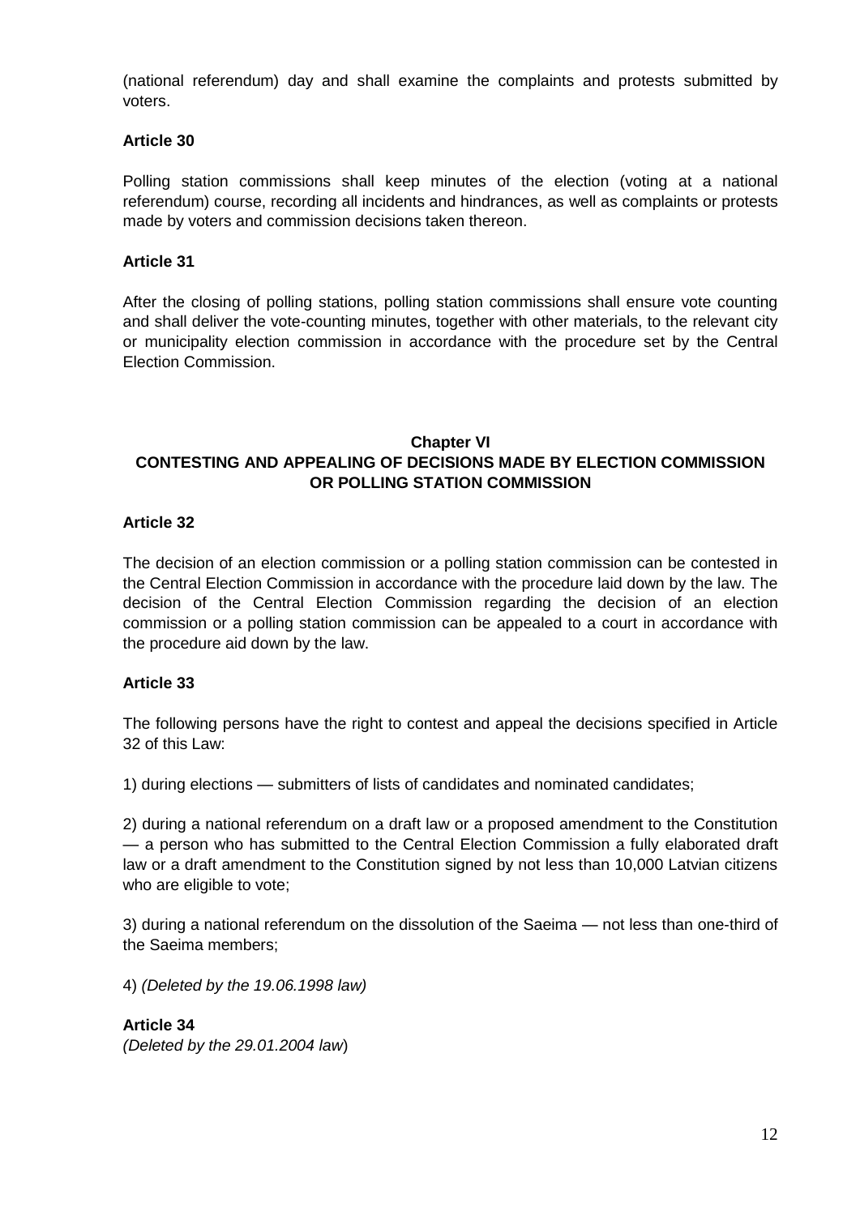(national referendum) day and shall examine the complaints and protests submitted by voters.

**Article 30**

Polling station commissions shall keep minutes of the election (voting at a national referendum) course, recording all incidents and hindrances, as well as complaints or protests made by voters and commission decisions taken thereon.

**Article 31**

After the closing of polling stations, polling station commissions shall ensure vote counting and shall deliver the vote-counting minutes, together with other materials, to the relevant city or municipality election commission in accordance with the procedure set by the Central Election Commission.

## Chapter VI
## CONTESTING AND APPEALING OF DECISIONS MADE BY ELECTION COMMISSION OR POLLING STATION COMMISSION

**Article 32**

The decision of an election commission or a polling station commission can be contested in the Central Election Commission in accordance with the procedure laid down by the law. The decision of the Central Election Commission regarding the decision of an election commission or a polling station commission can be appealed to a court in accordance with the procedure aid down by the law.

**Article 33**

The following persons have the right to contest and appeal the decisions specified in Article 32 of this Law:

1) during elections — submitters of lists of candidates and nominated candidates;

2) during a national referendum on a draft law or a proposed amendment to the Constitution — a person who has submitted to the Central Election Commission a fully elaborated draft law or a draft amendment to the Constitution signed by not less than 10,000 Latvian citizens who are eligible to vote;

3) during a national referendum on the dissolution of the Saeima — not less than one-third of the Saeima members;

4) *(Deleted by the 19.06.1998 law)*

**Article 34**
*(Deleted by the 29.01.2004 law)*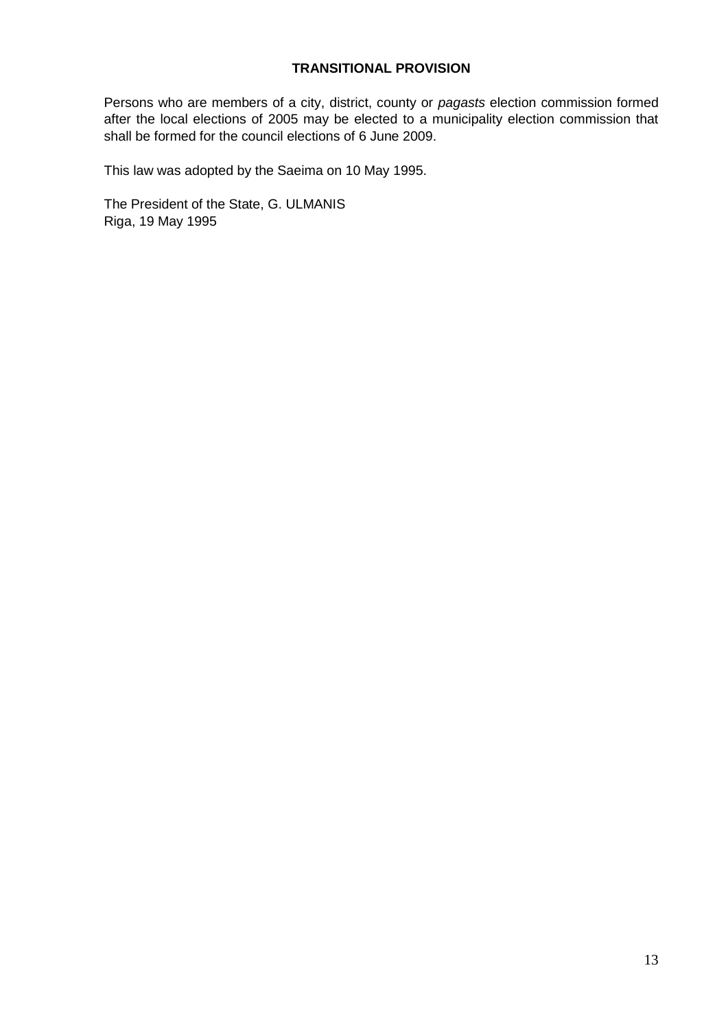## TRANSITIONAL PROVISION

Persons who are members of a city, district, county or *pagasts* election commission formed after the local elections of 2005 may be elected to a municipality election commission that shall be formed for the council elections of 6 June 2009.

This law was adopted by the Saeima on 10 May 1995.

The President of the State, G. ULMANIS
Riga, 19 May 1995